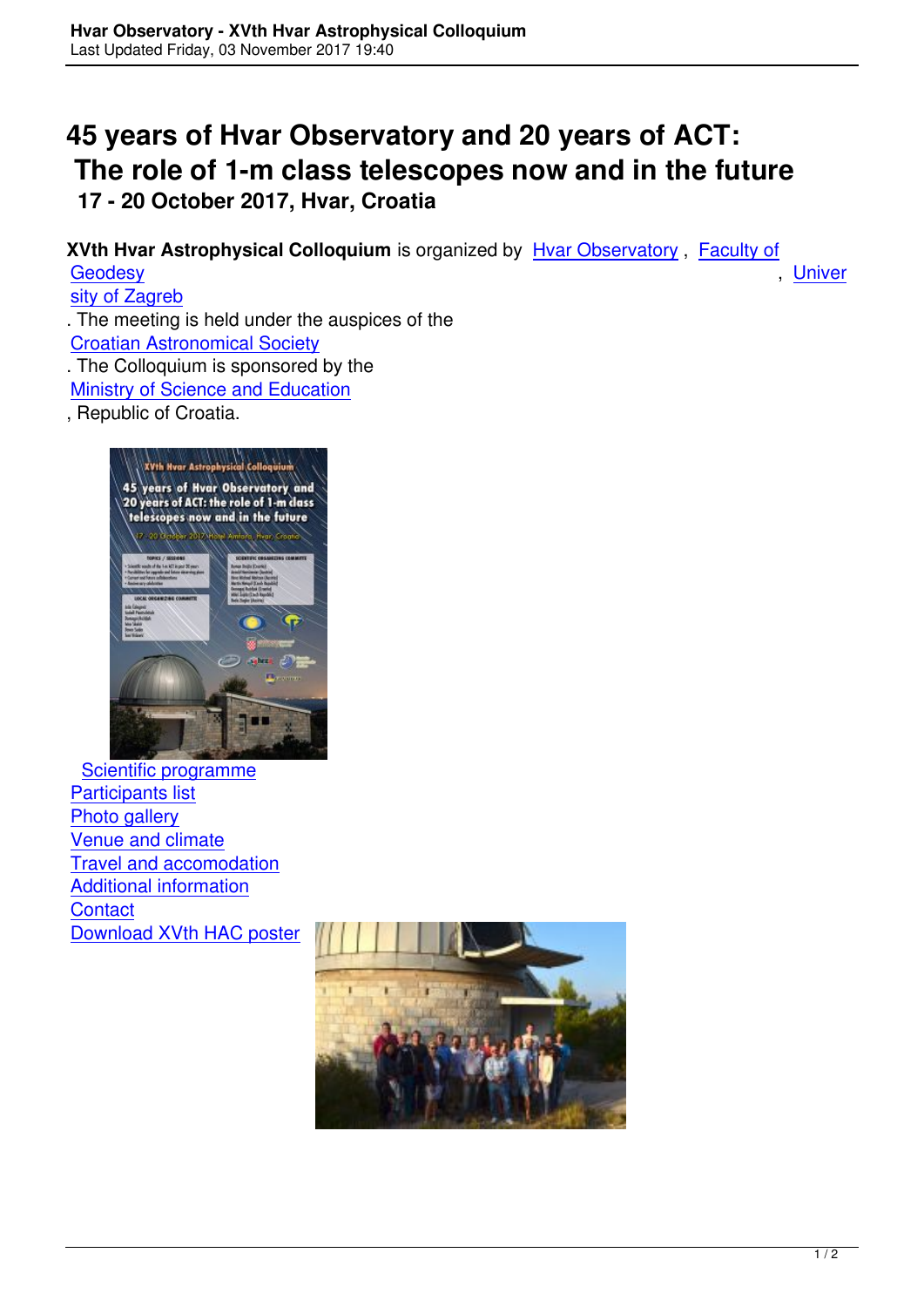# 45 years of Hvar Observatory and 20 years of ACT: The role of 1-m class telescopes now and in the future

## 17 - 20 October 2017, Hvar, Croatia

**XVth Hvar Astrophysical Colloquium** is organized by Hvar Observatory, Faculty of Geodesy, University of Zagreb. The meeting is held under the auspices of the Croatian Astronomical Society. The Colloquium is sponsored by the Ministry of Science and Education, Republic of Croatia.

- Scientific programme
- Participants list
- Photo gallery
- Venue and climate
- Travel and accomodation
- Additional information
- Contact
- Download XVth HAC poster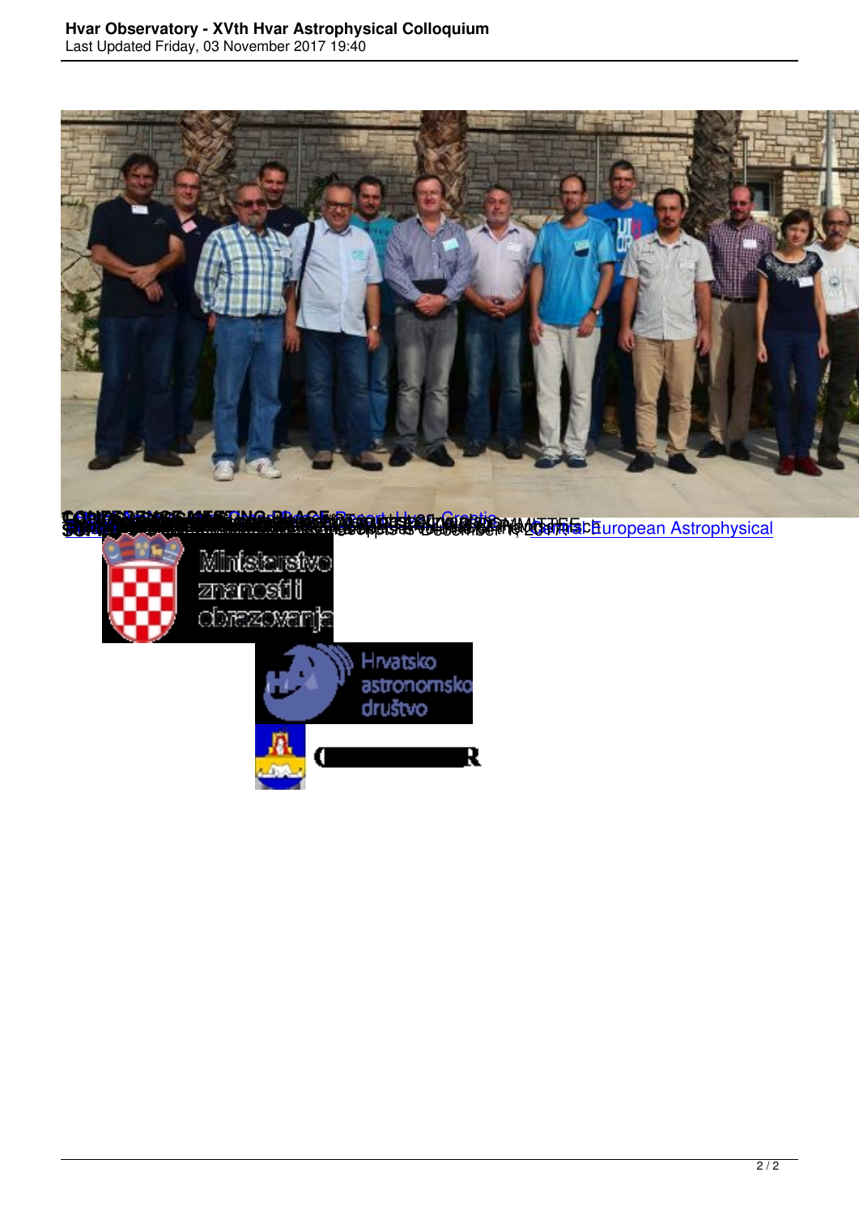CONFERENCE MEETING PLACE Resort Hvar, Croatia

European Astrophysical